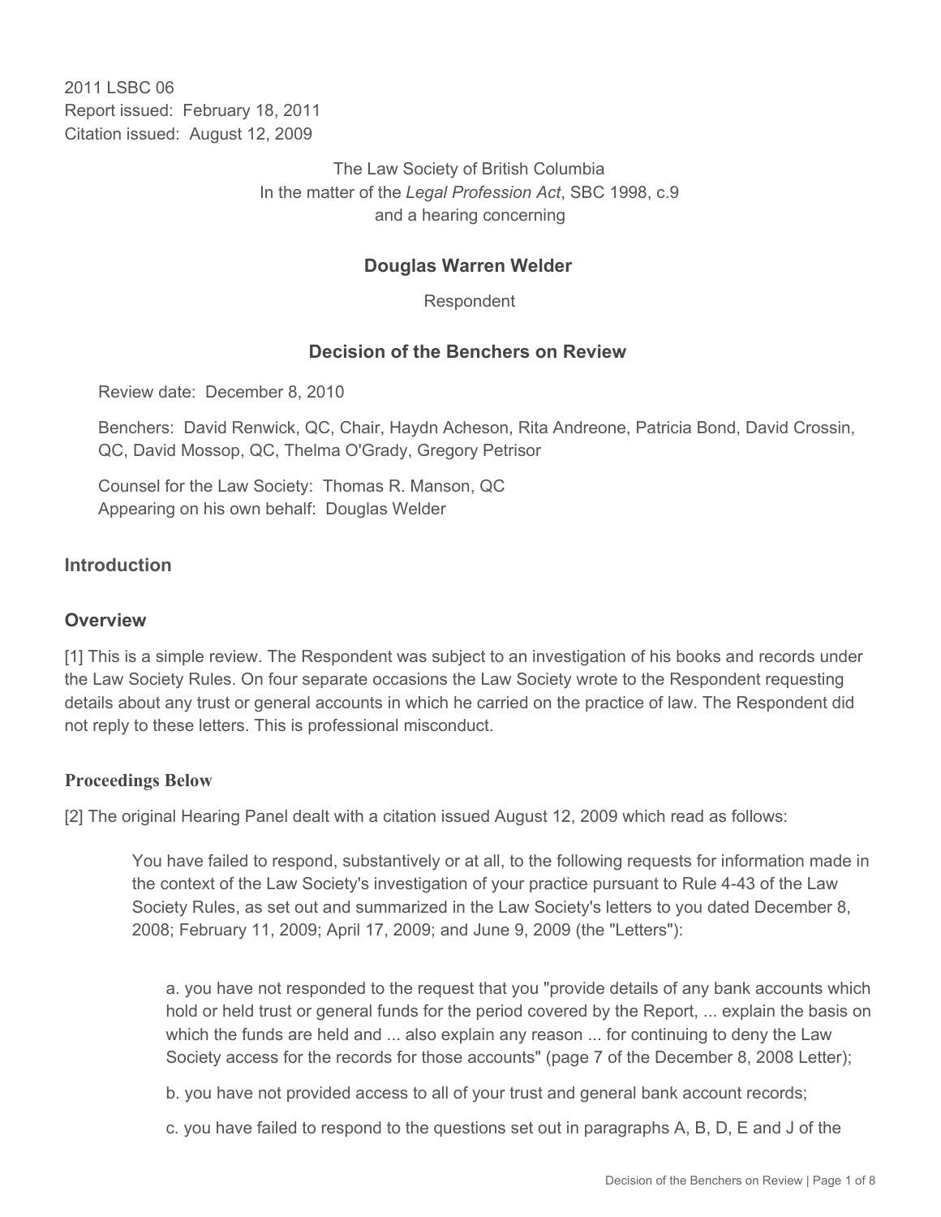2011 LSBC 06
Report issued: February 18, 2011
Citation issued: August 12, 2009

The Law Society of British Columbia
In the matter of the *Legal Profession Act*, SBC 1998, c.9
and a hearing concerning

## Douglas Warren Welder

Respondent

## Decision of the Benchers on Review

Review date: December 8, 2010

Benchers: David Renwick, QC, Chair, Haydn Acheson, Rita Andreone, Patricia Bond, David Crossin, QC, David Mossop, QC, Thelma O'Grady, Gregory Petrisor

Counsel for the Law Society: Thomas R. Manson, QC
Appearing on his own behalf: Douglas Welder

## Introduction

## Overview

[1] This is a simple review. The Respondent was subject to an investigation of his books and records under the Law Society Rules. On four separate occasions the Law Society wrote to the Respondent requesting details about any trust or general accounts in which he carried on the practice of law. The Respondent did not reply to these letters. This is professional misconduct.

### Proceedings Below

[2] The original Hearing Panel dealt with a citation issued August 12, 2009 which read as follows:

> You have failed to respond, substantively or at all, to the following requests for information made in the context of the Law Society's investigation of your practice pursuant to Rule 4-43 of the Law Society Rules, as set out and summarized in the Law Society's letters to you dated December 8, 2008; February 11, 2009; April 17, 2009; and June 9, 2009 (the "Letters"):
>
> a. you have not responded to the request that you "provide details of any bank accounts which hold or held trust or general funds for the period covered by the Report, ... explain the basis on which the funds are held and ... also explain any reason ... for continuing to deny the Law Society access for the records for those accounts" (page 7 of the December 8, 2008 Letter);
>
> b. you have not provided access to all of your trust and general bank account records;
>
> c. you have failed to respond to the questions set out in paragraphs A, B, D, E and J of the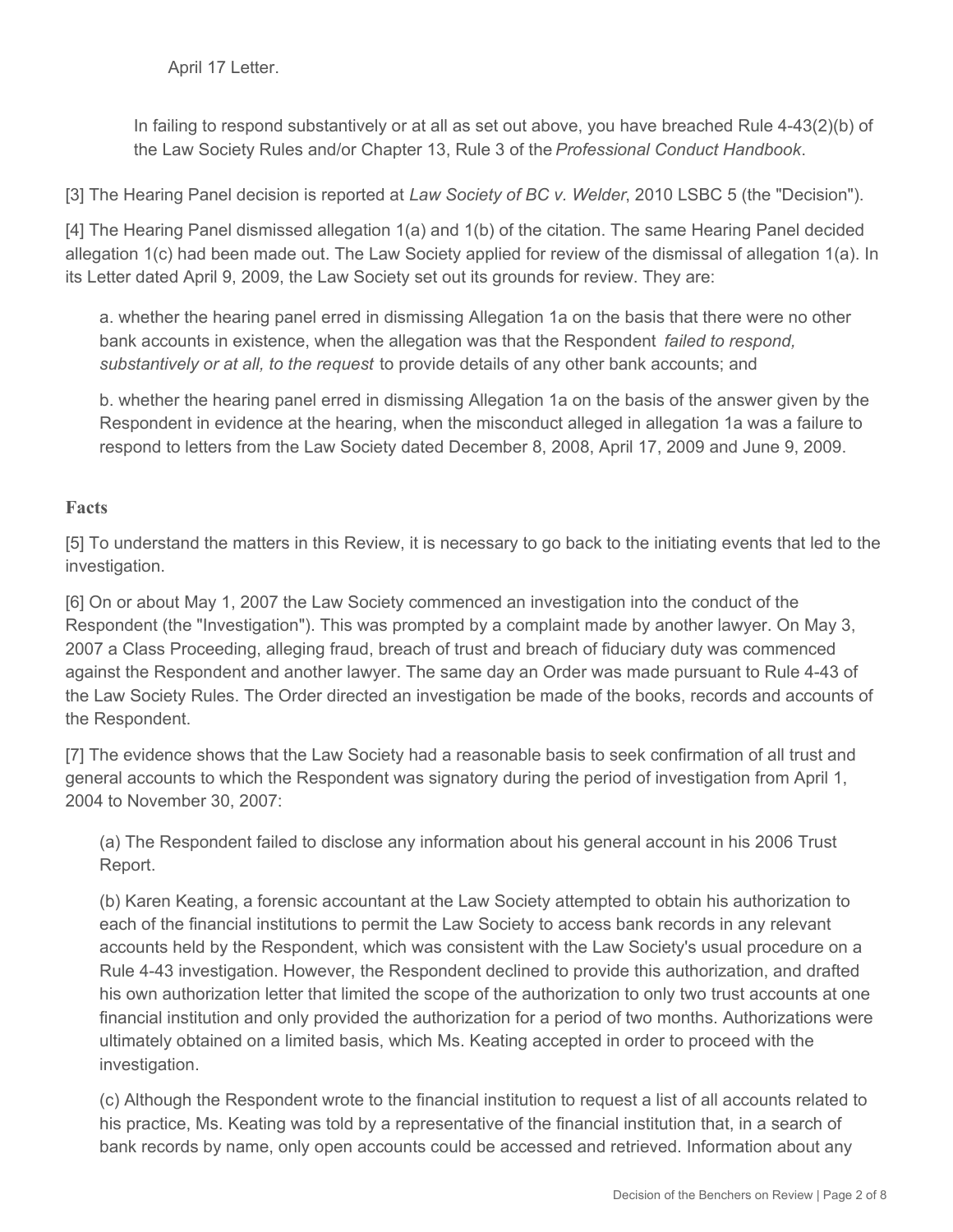April 17 Letter.

> In failing to respond substantively or at all as set out above, you have breached Rule 4-43(2)(b) of the Law Society Rules and/or Chapter 13, Rule 3 of the *Professional Conduct Handbook*.

[3] The Hearing Panel decision is reported at *Law Society of BC v. Welder*, 2010 LSBC 5 (the "Decision").

[4] The Hearing Panel dismissed allegation 1(a) and 1(b) of the citation. The same Hearing Panel decided allegation 1(c) had been made out. The Law Society applied for review of the dismissal of allegation 1(a). In its Letter dated April 9, 2009, the Law Society set out its grounds for review. They are:

> a. whether the hearing panel erred in dismissing Allegation 1a on the basis that there were no other bank accounts in existence, when the allegation was that the Respondent *failed to respond, substantively or at all, to the request* to provide details of any other bank accounts; and
>
> b. whether the hearing panel erred in dismissing Allegation 1a on the basis of the answer given by the Respondent in evidence at the hearing, when the misconduct alleged in allegation 1a was a failure to respond to letters from the Law Society dated December 8, 2008, April 17, 2009 and June 9, 2009.

## Facts

[5] To understand the matters in this Review, it is necessary to go back to the initiating events that led to the investigation.

[6] On or about May 1, 2007 the Law Society commenced an investigation into the conduct of the Respondent (the "Investigation"). This was prompted by a complaint made by another lawyer. On May 3, 2007 a Class Proceeding, alleging fraud, breach of trust and breach of fiduciary duty was commenced against the Respondent and another lawyer. The same day an Order was made pursuant to Rule 4-43 of the Law Society Rules. The Order directed an investigation be made of the books, records and accounts of the Respondent.

[7] The evidence shows that the Law Society had a reasonable basis to seek confirmation of all trust and general accounts to which the Respondent was signatory during the period of investigation from April 1, 2004 to November 30, 2007:

> (a) The Respondent failed to disclose any information about his general account in his 2006 Trust Report.
>
> (b) Karen Keating, a forensic accountant at the Law Society attempted to obtain his authorization to each of the financial institutions to permit the Law Society to access bank records in any relevant accounts held by the Respondent, which was consistent with the Law Society's usual procedure on a Rule 4-43 investigation. However, the Respondent declined to provide this authorization, and drafted his own authorization letter that limited the scope of the authorization to only two trust accounts at one financial institution and only provided the authorization for a period of two months. Authorizations were ultimately obtained on a limited basis, which Ms. Keating accepted in order to proceed with the investigation.
>
> (c) Although the Respondent wrote to the financial institution to request a list of all accounts related to his practice, Ms. Keating was told by a representative of the financial institution that, in a search of bank records by name, only open accounts could be accessed and retrieved. Information about any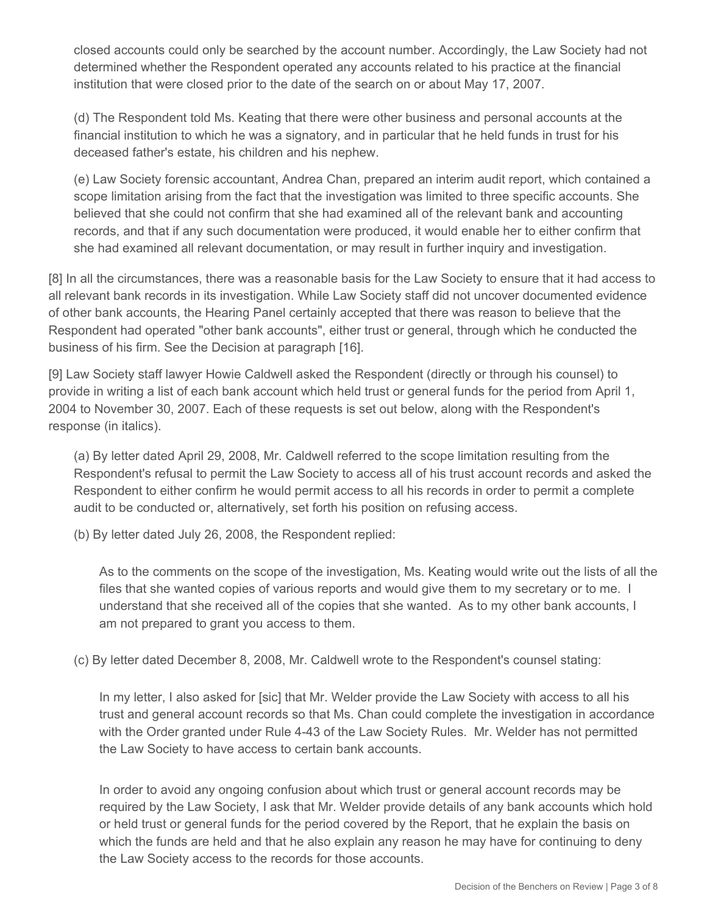closed accounts could only be searched by the account number. Accordingly, the Law Society had not determined whether the Respondent operated any accounts related to his practice at the financial institution that were closed prior to the date of the search on or about May 17, 2007.

(d) The Respondent told Ms. Keating that there were other business and personal accounts at the financial institution to which he was a signatory, and in particular that he held funds in trust for his deceased father's estate, his children and his nephew.

(e) Law Society forensic accountant, Andrea Chan, prepared an interim audit report, which contained a scope limitation arising from the fact that the investigation was limited to three specific accounts. She believed that she could not confirm that she had examined all of the relevant bank and accounting records, and that if any such documentation were produced, it would enable her to either confirm that she had examined all relevant documentation, or may result in further inquiry and investigation.

[8] In all the circumstances, there was a reasonable basis for the Law Society to ensure that it had access to all relevant bank records in its investigation. While Law Society staff did not uncover documented evidence of other bank accounts, the Hearing Panel certainly accepted that there was reason to believe that the Respondent had operated "other bank accounts", either trust or general, through which he conducted the business of his firm. See the Decision at paragraph [16].

[9] Law Society staff lawyer Howie Caldwell asked the Respondent (directly or through his counsel) to provide in writing a list of each bank account which held trust or general funds for the period from April 1, 2004 to November 30, 2007. Each of these requests is set out below, along with the Respondent's response (in italics).

(a) By letter dated April 29, 2008, Mr. Caldwell referred to the scope limitation resulting from the Respondent's refusal to permit the Law Society to access all of his trust account records and asked the Respondent to either confirm he would permit access to all his records in order to permit a complete audit to be conducted or, alternatively, set forth his position on refusing access.

(b) By letter dated July 26, 2008, the Respondent replied:

> As to the comments on the scope of the investigation, Ms. Keating would write out the lists of all the files that she wanted copies of various reports and would give them to my secretary or to me. I understand that she received all of the copies that she wanted. As to my other bank accounts, I am not prepared to grant you access to them.

(c) By letter dated December 8, 2008, Mr. Caldwell wrote to the Respondent's counsel stating:

> In my letter, I also asked for [sic] that Mr. Welder provide the Law Society with access to all his trust and general account records so that Ms. Chan could complete the investigation in accordance with the Order granted under Rule 4-43 of the Law Society Rules. Mr. Welder has not permitted the Law Society to have access to certain bank accounts.
>
> In order to avoid any ongoing confusion about which trust or general account records may be required by the Law Society, I ask that Mr. Welder provide details of any bank accounts which hold or held trust or general funds for the period covered by the Report, that he explain the basis on which the funds are held and that he also explain any reason he may have for continuing to deny the Law Society access to the records for those accounts.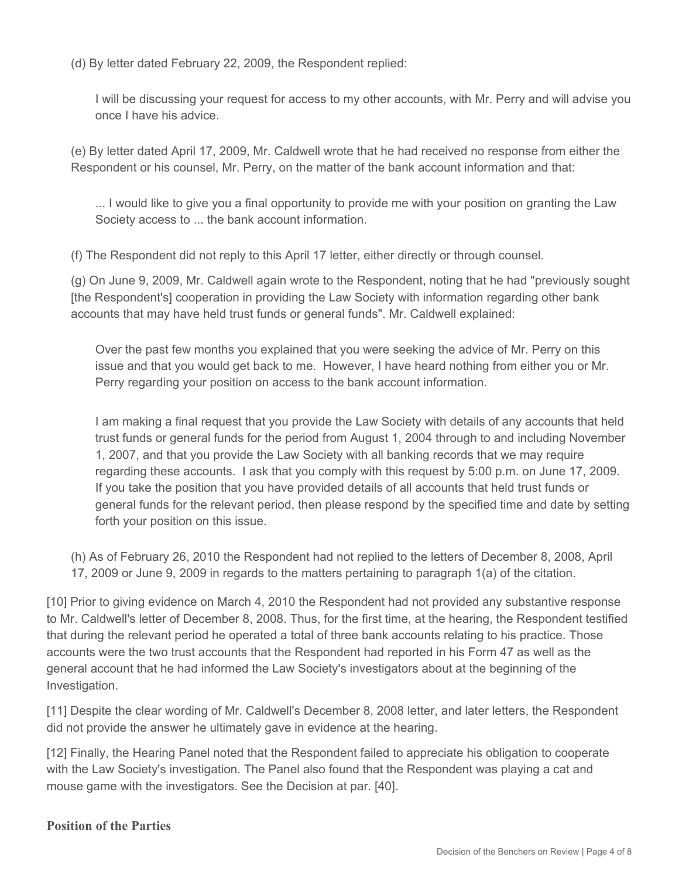(d) By letter dated February 22, 2009, the Respondent replied:

> I will be discussing your request for access to my other accounts, with Mr. Perry and will advise you once I have his advice.

(e) By letter dated April 17, 2009, Mr. Caldwell wrote that he had received no response from either the Respondent or his counsel, Mr. Perry, on the matter of the bank account information and that:

> ... I would like to give you a final opportunity to provide me with your position on granting the Law Society access to ... the bank account information.

(f) The Respondent did not reply to this April 17 letter, either directly or through counsel.

(g) On June 9, 2009, Mr. Caldwell again wrote to the Respondent, noting that he had "previously sought [the Respondent's] cooperation in providing the Law Society with information regarding other bank accounts that may have held trust funds or general funds". Mr. Caldwell explained:

> Over the past few months you explained that you were seeking the advice of Mr. Perry on this issue and that you would get back to me. However, I have heard nothing from either you or Mr. Perry regarding your position on access to the bank account information.
>
> I am making a final request that you provide the Law Society with details of any accounts that held trust funds or general funds for the period from August 1, 2004 through to and including November 1, 2007, and that you provide the Law Society with all banking records that we may require regarding these accounts. I ask that you comply with this request by 5:00 p.m. on June 17, 2009. If you take the position that you have provided details of all accounts that held trust funds or general funds for the relevant period, then please respond by the specified time and date by setting forth your position on this issue.

(h) As of February 26, 2010 the Respondent had not replied to the letters of December 8, 2008, April 17, 2009 or June 9, 2009 in regards to the matters pertaining to paragraph 1(a) of the citation.

[10] Prior to giving evidence on March 4, 2010 the Respondent had not provided any substantive response to Mr. Caldwell's letter of December 8, 2008. Thus, for the first time, at the hearing, the Respondent testified that during the relevant period he operated a total of three bank accounts relating to his practice. Those accounts were the two trust accounts that the Respondent had reported in his Form 47 as well as the general account that he had informed the Law Society's investigators about at the beginning of the Investigation.

[11] Despite the clear wording of Mr. Caldwell's December 8, 2008 letter, and later letters, the Respondent did not provide the answer he ultimately gave in evidence at the hearing.

[12] Finally, the Hearing Panel noted that the Respondent failed to appreciate his obligation to cooperate with the Law Society's investigation. The Panel also found that the Respondent was playing a cat and mouse game with the investigators. See the Decision at par. [40].

## Position of the Parties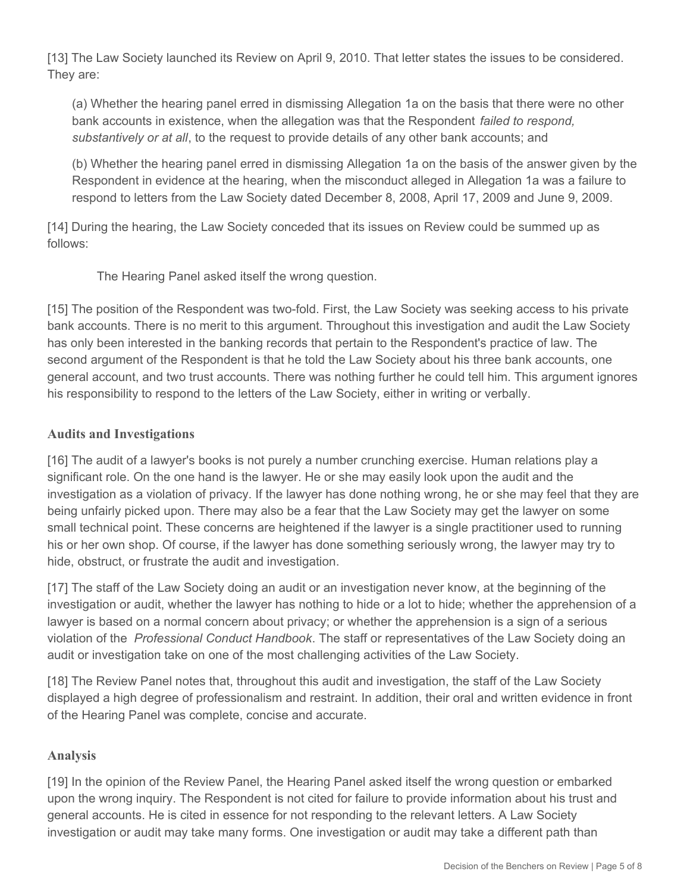[13] The Law Society launched its Review on April 9, 2010. That letter states the issues to be considered. They are:

> (a) Whether the hearing panel erred in dismissing Allegation 1a on the basis that there were no other bank accounts in existence, when the allegation was that the Respondent *failed to respond, substantively or at all*, to the request to provide details of any other bank accounts; and
>
> (b) Whether the hearing panel erred in dismissing Allegation 1a on the basis of the answer given by the Respondent in evidence at the hearing, when the misconduct alleged in Allegation 1a was a failure to respond to letters from the Law Society dated December 8, 2008, April 17, 2009 and June 9, 2009.

[14] During the hearing, the Law Society conceded that its issues on Review could be summed up as follows:

> The Hearing Panel asked itself the wrong question.

[15] The position of the Respondent was two-fold. First, the Law Society was seeking access to his private bank accounts. There is no merit to this argument. Throughout this investigation and audit the Law Society has only been interested in the banking records that pertain to the Respondent's practice of law. The second argument of the Respondent is that he told the Law Society about his three bank accounts, one general account, and two trust accounts. There was nothing further he could tell him. This argument ignores his responsibility to respond to the letters of the Law Society, either in writing or verbally.

### Audits and Investigations

[16] The audit of a lawyer's books is not purely a number crunching exercise. Human relations play a significant role. On the one hand is the lawyer. He or she may easily look upon the audit and the investigation as a violation of privacy. If the lawyer has done nothing wrong, he or she may feel that they are being unfairly picked upon. There may also be a fear that the Law Society may get the lawyer on some small technical point. These concerns are heightened if the lawyer is a single practitioner used to running his or her own shop. Of course, if the lawyer has done something seriously wrong, the lawyer may try to hide, obstruct, or frustrate the audit and investigation.

[17] The staff of the Law Society doing an audit or an investigation never know, at the beginning of the investigation or audit, whether the lawyer has nothing to hide or a lot to hide; whether the apprehension of a lawyer is based on a normal concern about privacy; or whether the apprehension is a sign of a serious violation of the *Professional Conduct Handbook*. The staff or representatives of the Law Society doing an audit or investigation take on one of the most challenging activities of the Law Society.

[18] The Review Panel notes that, throughout this audit and investigation, the staff of the Law Society displayed a high degree of professionalism and restraint. In addition, their oral and written evidence in front of the Hearing Panel was complete, concise and accurate.

### Analysis

[19] In the opinion of the Review Panel, the Hearing Panel asked itself the wrong question or embarked upon the wrong inquiry. The Respondent is not cited for failure to provide information about his trust and general accounts. He is cited in essence for not responding to the relevant letters. A Law Society investigation or audit may take many forms. One investigation or audit may take a different path than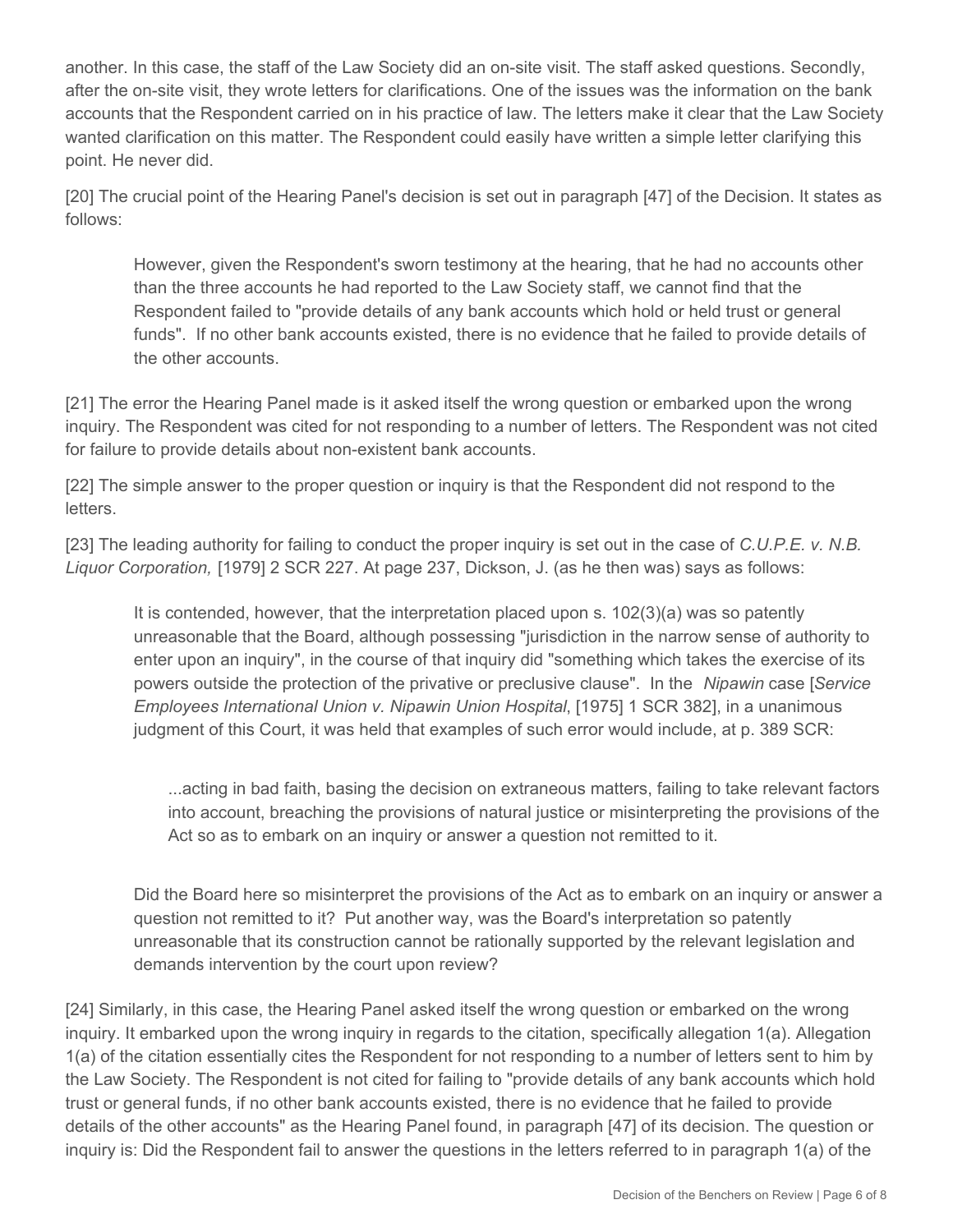another. In this case, the staff of the Law Society did an on-site visit. The staff asked questions. Secondly, after the on-site visit, they wrote letters for clarifications. One of the issues was the information on the bank accounts that the Respondent carried on in his practice of law. The letters make it clear that the Law Society wanted clarification on this matter. The Respondent could easily have written a simple letter clarifying this point. He never did.

[20] The crucial point of the Hearing Panel's decision is set out in paragraph [47] of the Decision. It states as follows:

> However, given the Respondent's sworn testimony at the hearing, that he had no accounts other than the three accounts he had reported to the Law Society staff, we cannot find that the Respondent failed to "provide details of any bank accounts which hold or held trust or general funds". If no other bank accounts existed, there is no evidence that he failed to provide details of the other accounts.

[21] The error the Hearing Panel made is it asked itself the wrong question or embarked upon the wrong inquiry. The Respondent was cited for not responding to a number of letters. The Respondent was not cited for failure to provide details about non-existent bank accounts.

[22] The simple answer to the proper question or inquiry is that the Respondent did not respond to the letters.

[23] The leading authority for failing to conduct the proper inquiry is set out in the case of *C.U.P.E. v. N.B. Liquor Corporation,* [1979] 2 SCR 227. At page 237, Dickson, J. (as he then was) says as follows:

> It is contended, however, that the interpretation placed upon s. 102(3)(a) was so patently unreasonable that the Board, although possessing "jurisdiction in the narrow sense of authority to enter upon an inquiry", in the course of that inquiry did "something which takes the exercise of its powers outside the protection of the privative or preclusive clause". In the *Nipawin* case [*Service Employees International Union v. Nipawin Union Hospital*, [1975] 1 SCR 382], in a unanimous judgment of this Court, it was held that examples of such error would include, at p. 389 SCR:
>
> > ...acting in bad faith, basing the decision on extraneous matters, failing to take relevant factors into account, breaching the provisions of natural justice or misinterpreting the provisions of the Act so as to embark on an inquiry or answer a question not remitted to it.
>
> Did the Board here so misinterpret the provisions of the Act as to embark on an inquiry or answer a question not remitted to it? Put another way, was the Board's interpretation so patently unreasonable that its construction cannot be rationally supported by the relevant legislation and demands intervention by the court upon review?

[24] Similarly, in this case, the Hearing Panel asked itself the wrong question or embarked on the wrong inquiry. It embarked upon the wrong inquiry in regards to the citation, specifically allegation 1(a). Allegation 1(a) of the citation essentially cites the Respondent for not responding to a number of letters sent to him by the Law Society. The Respondent is not cited for failing to "provide details of any bank accounts which hold trust or general funds, if no other bank accounts existed, there is no evidence that he failed to provide details of the other accounts" as the Hearing Panel found, in paragraph [47] of its decision. The question or inquiry is: Did the Respondent fail to answer the questions in the letters referred to in paragraph 1(a) of the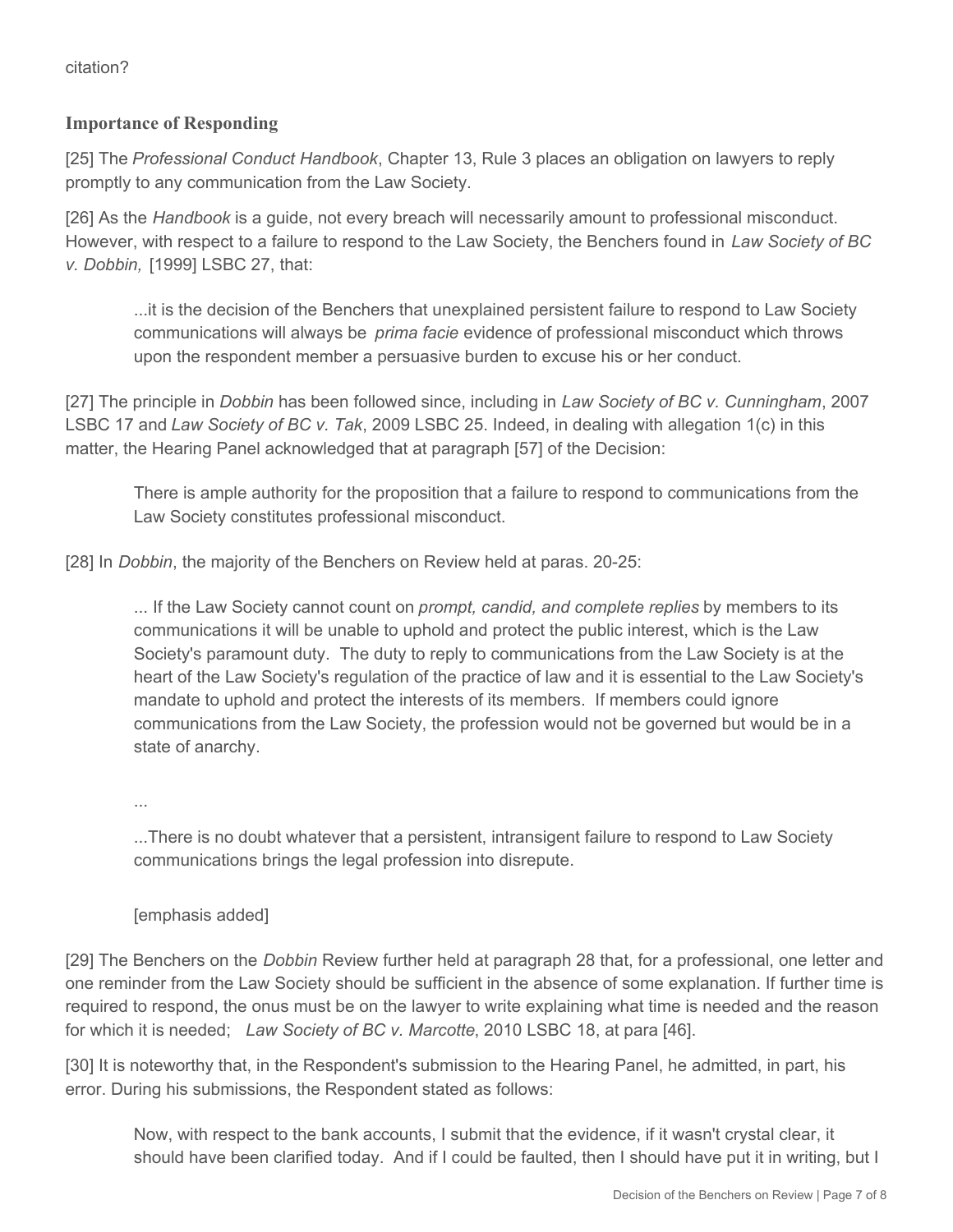citation?

### Importance of Responding

[25] The *Professional Conduct Handbook*, Chapter 13, Rule 3 places an obligation on lawyers to reply promptly to any communication from the Law Society.

[26] As the *Handbook* is a guide, not every breach will necessarily amount to professional misconduct. However, with respect to a failure to respond to the Law Society, the Benchers found in *Law Society of BC v. Dobbin,* [1999] LSBC 27, that:

> ...it is the decision of the Benchers that unexplained persistent failure to respond to Law Society communications will always be *prima facie* evidence of professional misconduct which throws upon the respondent member a persuasive burden to excuse his or her conduct.

[27] The principle in *Dobbin* has been followed since, including in *Law Society of BC v. Cunningham*, 2007 LSBC 17 and *Law Society of BC v. Tak*, 2009 LSBC 25. Indeed, in dealing with allegation 1(c) in this matter, the Hearing Panel acknowledged that at paragraph [57] of the Decision:

> There is ample authority for the proposition that a failure to respond to communications from the Law Society constitutes professional misconduct.

[28] In *Dobbin*, the majority of the Benchers on Review held at paras. 20-25:

> ... If the Law Society cannot count on *prompt, candid, and complete replies* by members to its communications it will be unable to uphold and protect the public interest, which is the Law Society's paramount duty. The duty to reply to communications from the Law Society is at the heart of the Law Society's regulation of the practice of law and it is essential to the Law Society's mandate to uphold and protect the interests of its members. If members could ignore communications from the Law Society, the profession would not be governed but would be in a state of anarchy.
>
> ...
>
> ...There is no doubt whatever that a persistent, intransigent failure to respond to Law Society communications brings the legal profession into disrepute.
>
> [emphasis added]

[29] The Benchers on the *Dobbin* Review further held at paragraph 28 that, for a professional, one letter and one reminder from the Law Society should be sufficient in the absence of some explanation. If further time is required to respond, the onus must be on the lawyer to write explaining what time is needed and the reason for which it is needed; *Law Society of BC v. Marcotte*, 2010 LSBC 18, at para [46].

[30] It is noteworthy that, in the Respondent's submission to the Hearing Panel, he admitted, in part, his error. During his submissions, the Respondent stated as follows:

> Now, with respect to the bank accounts, I submit that the evidence, if it wasn't crystal clear, it should have been clarified today. And if I could be faulted, then I should have put it in writing, but I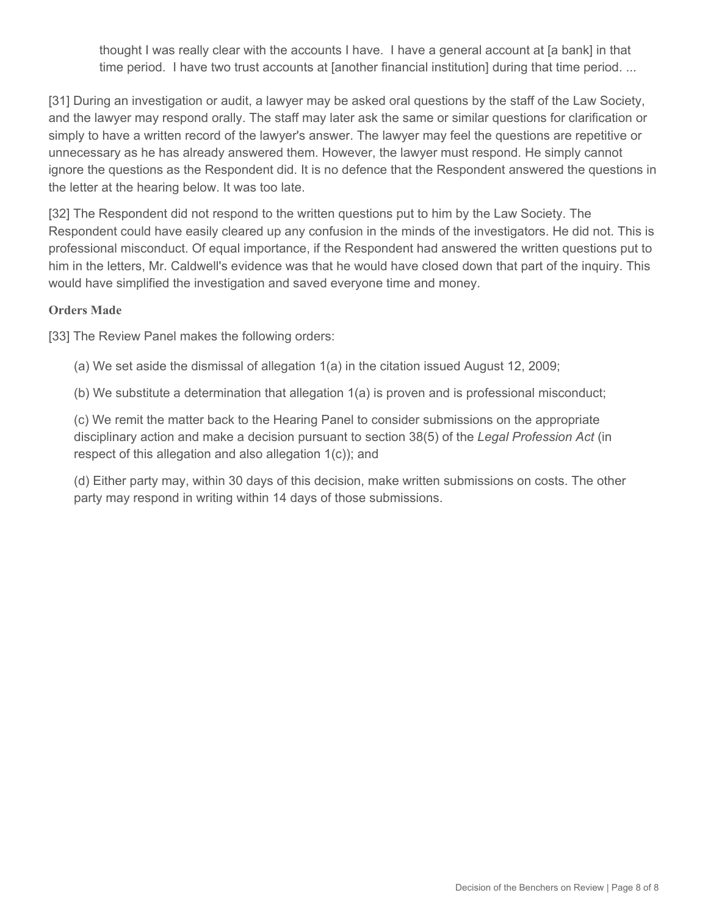> thought I was really clear with the accounts I have. I have a general account at [a bank] in that time period. I have two trust accounts at [another financial institution] during that time period. ...

[31] During an investigation or audit, a lawyer may be asked oral questions by the staff of the Law Society, and the lawyer may respond orally. The staff may later ask the same or similar questions for clarification or simply to have a written record of the lawyer's answer. The lawyer may feel the questions are repetitive or unnecessary as he has already answered them. However, the lawyer must respond. He simply cannot ignore the questions as the Respondent did. It is no defence that the Respondent answered the questions in the letter at the hearing below. It was too late.

[32] The Respondent did not respond to the written questions put to him by the Law Society. The Respondent could have easily cleared up any confusion in the minds of the investigators. He did not. This is professional misconduct. Of equal importance, if the Respondent had answered the written questions put to him in the letters, Mr. Caldwell's evidence was that he would have closed down that part of the inquiry. This would have simplified the investigation and saved everyone time and money.

**Orders Made**

[33] The Review Panel makes the following orders:

(a) We set aside the dismissal of allegation 1(a) in the citation issued August 12, 2009;

(b) We substitute a determination that allegation 1(a) is proven and is professional misconduct;

(c) We remit the matter back to the Hearing Panel to consider submissions on the appropriate disciplinary action and make a decision pursuant to section 38(5) of the *Legal Profession Act* (in respect of this allegation and also allegation 1(c)); and

(d) Either party may, within 30 days of this decision, make written submissions on costs. The other party may respond in writing within 14 days of those submissions.